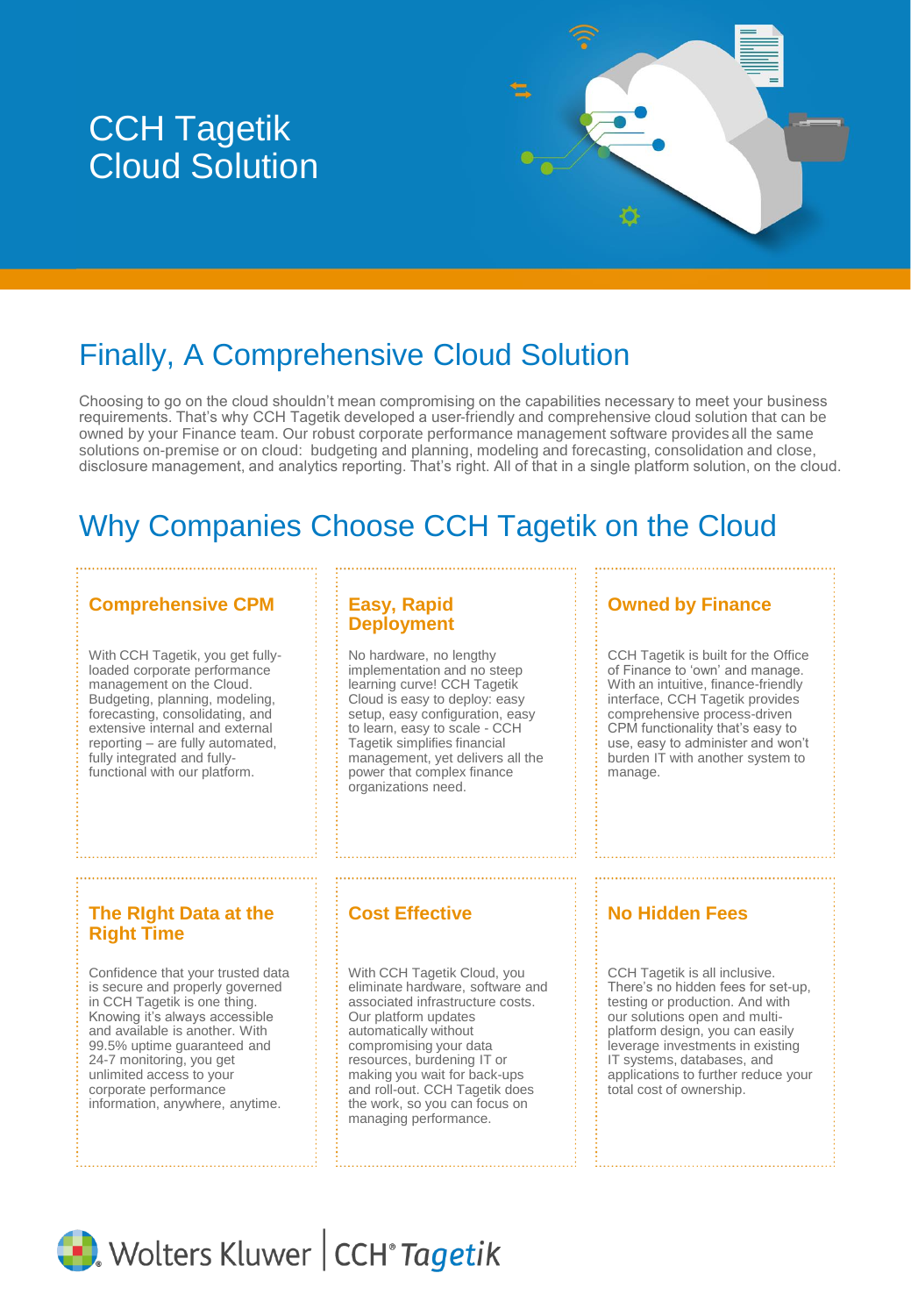# CCH Tagetik Cloud Solution

## Finally, A Comprehensive Cloud Solution

Choosing to go on the cloud shouldn't mean compromising on the capabilities necessary to meet your business requirements. That's why CCH Tagetik developed a user-friendly and comprehensive cloud solution that can be owned by your Finance team. Our robust corporate performance management software provides all the same solutions on-premise or on cloud: budgeting and planning, modeling and forecasting, consolidation and close, disclosure management, and analytics reporting. That's right. All of that in a single platform solution, on the cloud.

## Why Companies Choose CCH Tagetik on the Cloud

### Comprehensive CPM

With CCH Tagetik, you get fully-loaded corporate performance management on the Cloud. Budgeting, planning, modeling, forecasting, consolidating, and extensive internal and external reporting – are fully automated, fully integrated and fully-functional with our platform.

### Easy, Rapid Deployment

No hardware, no lengthy implementation and no steep learning curve! CCH Tagetik Cloud is easy to deploy: easy setup, easy configuration, easy to learn, easy to scale - CCH Tagetik simplifies financial management, yet delivers all the power that complex finance organizations need.

### Owned by Finance

CCH Tagetik is built for the Office of Finance to 'own' and manage. With an intuitive, finance-friendly interface, CCH Tagetik provides comprehensive process-driven CPM functionality that's easy to use, easy to administer and won't burden IT with another system to manage.

### The RIght Data at the Right Time

Confidence that your trusted data is secure and properly governed in CCH Tagetik is one thing. Knowing it's always accessible and available is another. With 99.5% uptime guaranteed and 24-7 monitoring, you get unlimited access to your corporate performance information, anywhere, anytime.

### Cost Effective

With CCH Tagetik Cloud, you eliminate hardware, software and associated infrastructure costs. Our platform updates automatically without compromising your data resources, burdening IT or making you wait for back-ups and roll-out. CCH Tagetik does the work, so you can focus on managing performance.

### No Hidden Fees

CCH Tagetik is all inclusive. There's no hidden fees for set-up, testing or production. And with our solutions open and multi-platform design, you can easily leverage investments in existing IT systems, databases, and applications to further reduce your total cost of ownership.

Wolters Kluwer | CCH® Tagetik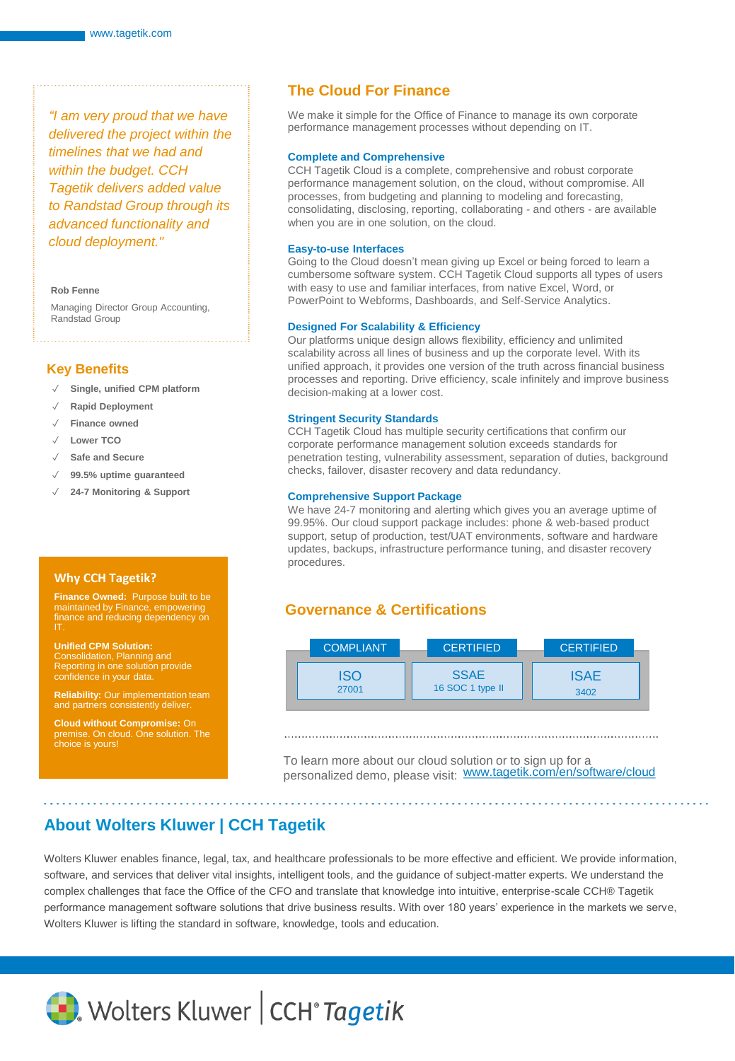*"I am very proud that we have delivered the project within the timelines that we had and within the budget. CCH Tagetik delivers added value to Randstad Group through its advanced functionality and cloud deployment."*

**Rob Fenne**

Managing Director Group Accounting, Randstad Group

## Key Benefits

- ✓ **Single, unified CPM platform**
- ✓ **Rapid Deployment**
- ✓ **Finance owned**
- ✓ **Lower TCO**
- ✓ **Safe and Secure**
- ✓ **99.5% uptime guaranteed**
- ✓ **24-7 Monitoring & Support**

### Why CCH Tagetik?

**Finance Owned:** Purpose built to be maintained by Finance, empowering finance and reducing dependency on IT.

**Unified CPM Solution:** Consolidation, Planning and Reporting in one solution provide confidence in your data.

**Reliability:** Our implementation team and partners consistently deliver.

**Cloud without Compromise:** On premise. On cloud. One solution. The choice is yours!

## The Cloud For Finance

We make it simple for the Office of Finance to manage its own corporate performance management processes without depending on IT.

### Complete and Comprehensive

CCH Tagetik Cloud is a complete, comprehensive and robust corporate performance management solution, on the cloud, without compromise. All processes, from budgeting and planning to modeling and forecasting, consolidating, disclosing, reporting, collaborating - and others - are available when you are in one solution, on the cloud.

### Easy-to-use Interfaces

Going to the Cloud doesn't mean giving up Excel or being forced to learn a cumbersome software system. CCH Tagetik Cloud supports all types of users with easy to use and familiar interfaces, from native Excel, Word, or PowerPoint to Webforms, Dashboards, and Self-Service Analytics.

### Designed For Scalability & Efficiency

Our platforms unique design allows flexibility, efficiency and unlimited scalability across all lines of business and up the corporate level. With its unified approach, it provides one version of the truth across financial business processes and reporting. Drive efficiency, scale infinitely and improve business decision-making at a lower cost.

### Stringent Security Standards

CCH Tagetik Cloud has multiple security certifications that confirm our corporate performance management solution exceeds standards for penetration testing, vulnerability assessment, separation of duties, background checks, failover, disaster recovery and data redundancy.

### Comprehensive Support Package

We have 24-7 monitoring and alerting which gives you an average uptime of 99.95%. Our cloud support package includes: phone & web-based product support, setup of production, test/UAT environments, software and hardware updates, backups, infrastructure performance tuning, and disaster recovery procedures.

## Governance & Certifications

| COMPLIANT | CERTIFIED | CERTIFIED |
|---|---|---|
| ISO 27001 | SSAE 16 SOC 1 type II | ISAE 3402 |

To learn more about our cloud solution or to sign up for a personalized demo, please visit: www.tagetik.com/en/software/cloud

## About Wolters Kluwer | CCH Tagetik

Wolters Kluwer enables finance, legal, tax, and healthcare professionals to be more effective and efficient. We provide information, software, and services that deliver vital insights, intelligent tools, and the guidance of subject-matter experts. We understand the complex challenges that face the Office of the CFO and translate that knowledge into intuitive, enterprise-scale CCH® Tagetik performance management software solutions that drive business results. With over 180 years' experience in the markets we serve, Wolters Kluwer is lifting the standard in software, knowledge, tools and education.

Wolters Kluwer | CCH® Tagetik